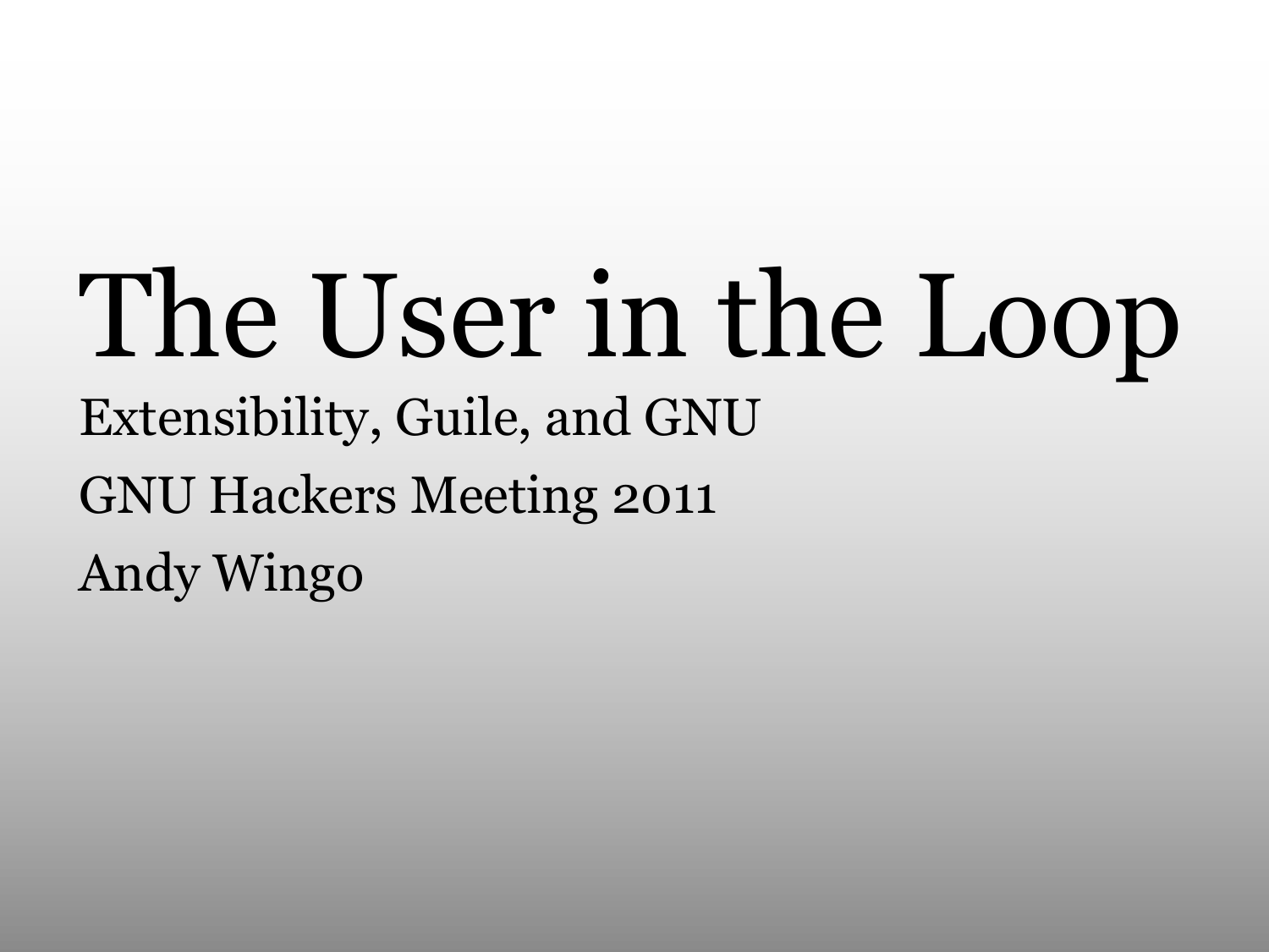# The User in the Loop

Extensibility, Guile, and GNU

GNU Hackers Meeting 2011

Andy Wingo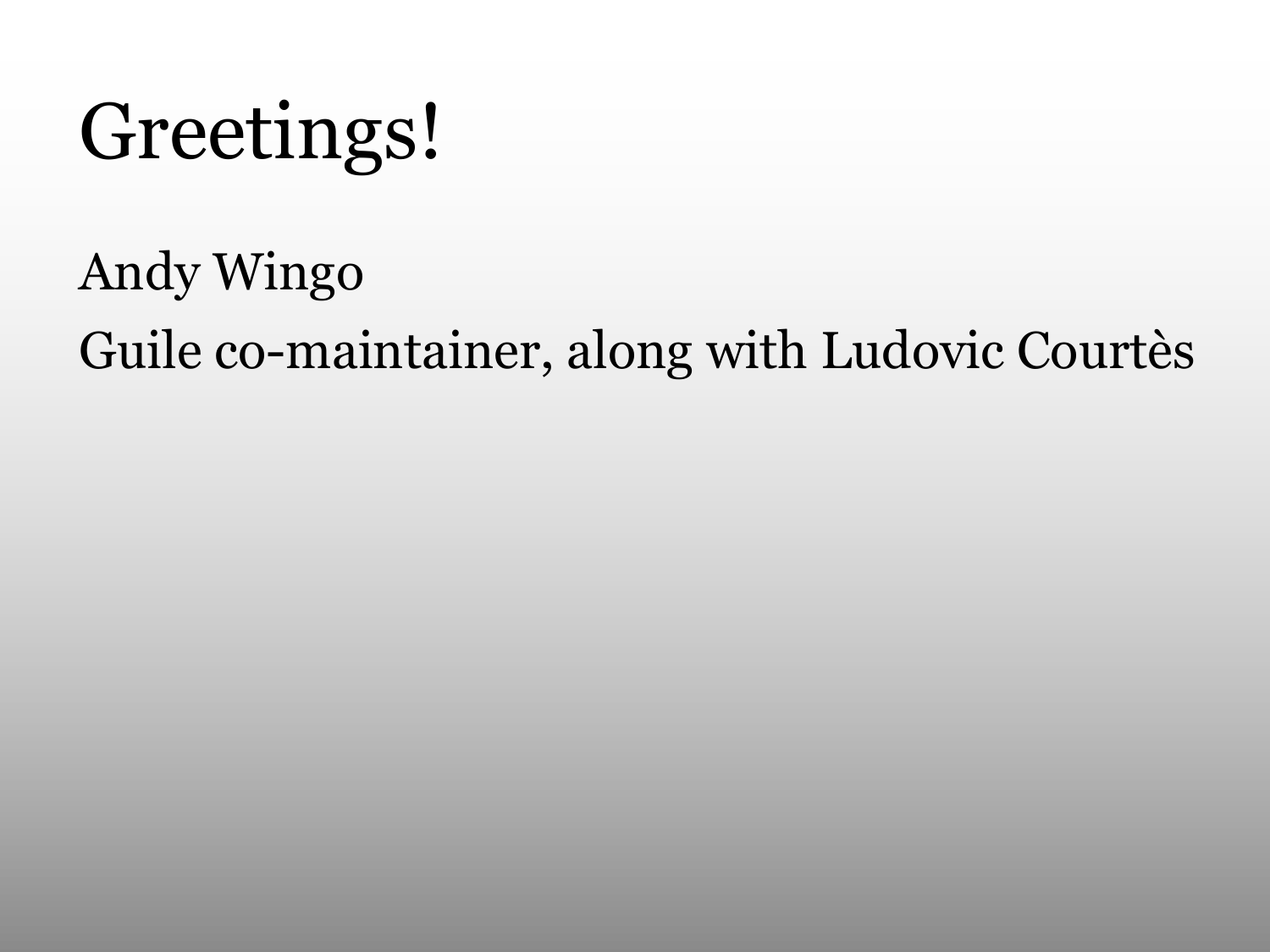# Greetings!

Andy Wingo

Guile co-maintainer, along with Ludovic Courtès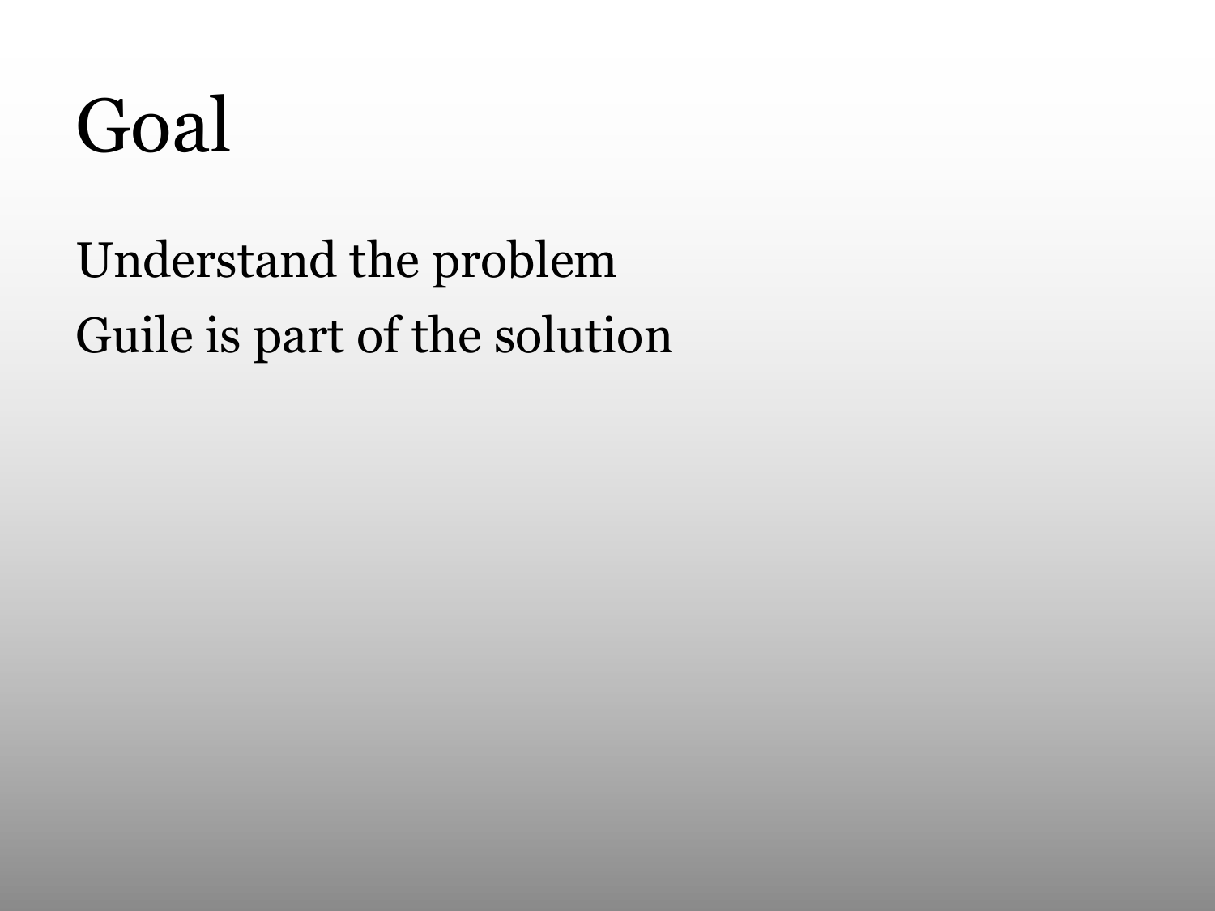# Goal

Understand the problem

Guile is part of the solution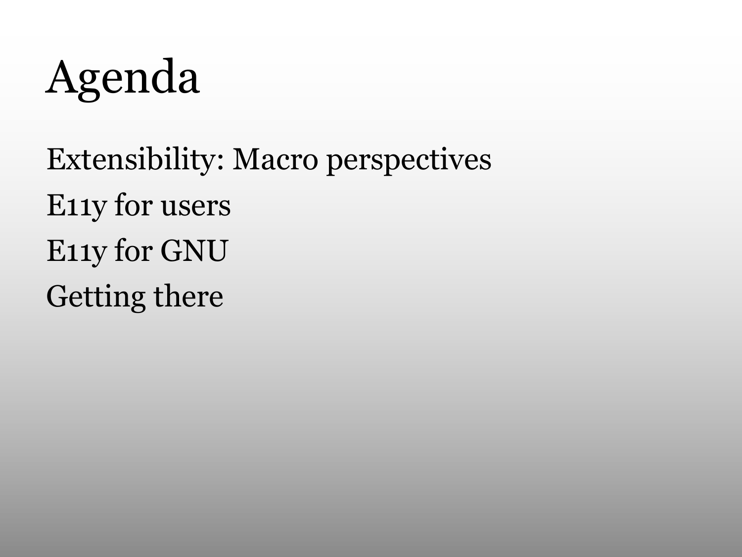# Agenda

Extensibility: Macro perspectives

E11y for users

E11y for GNU

Getting there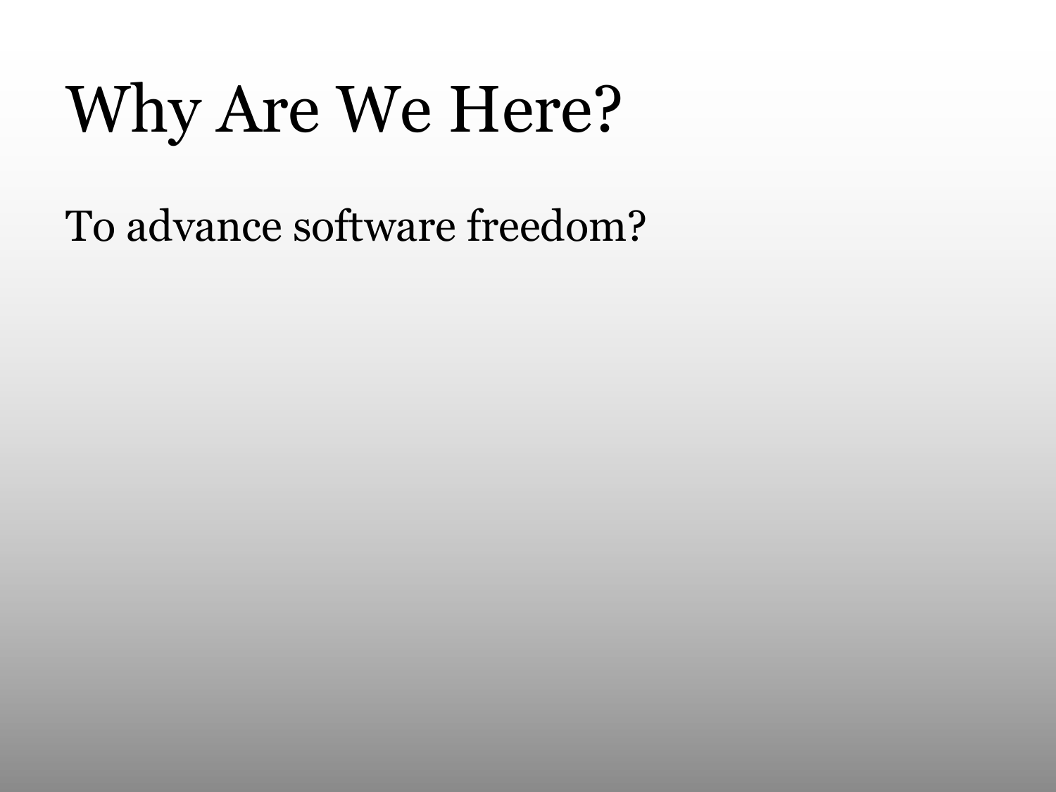# Why Are We Here?

To advance software freedom?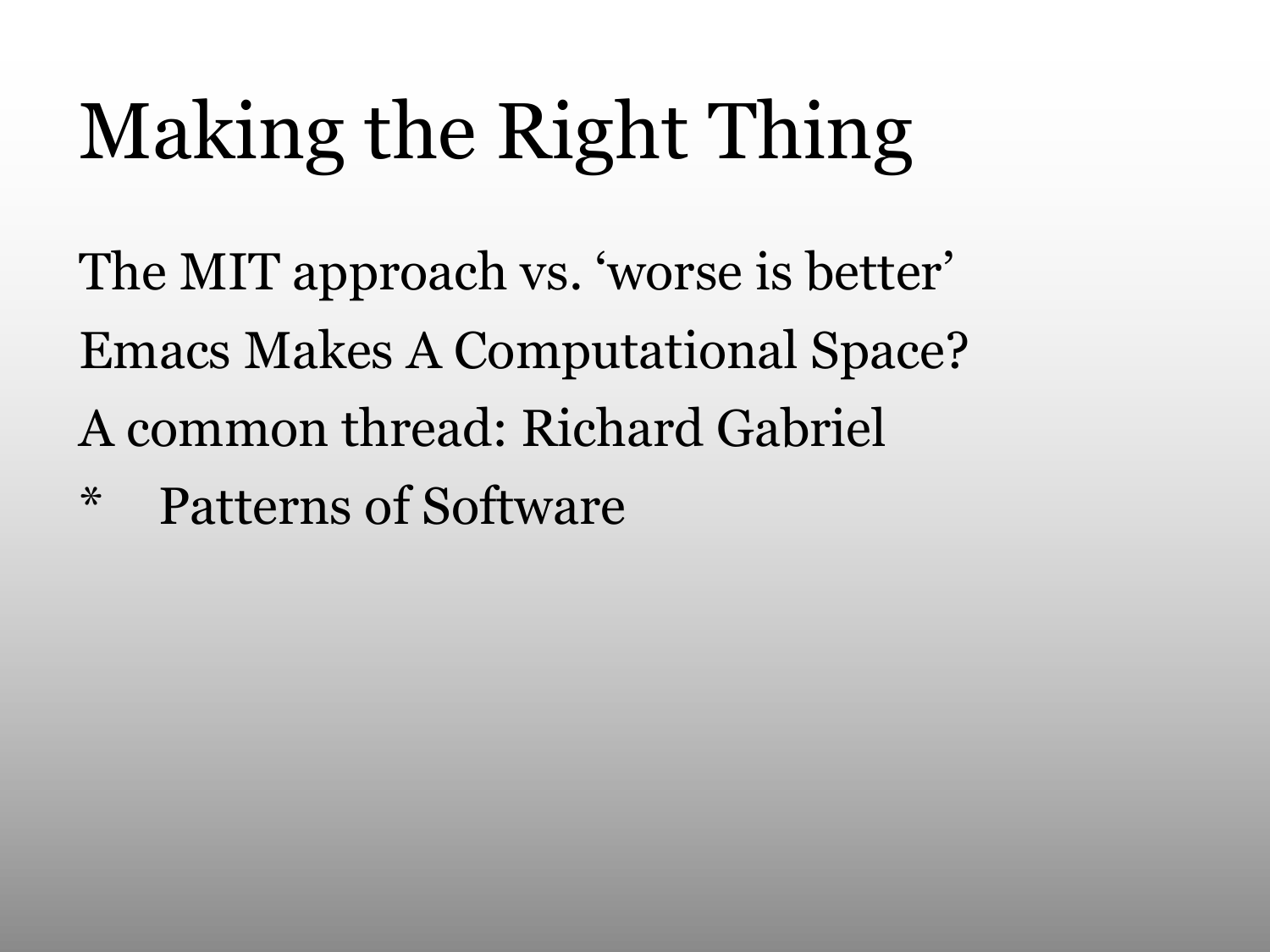# Making the Right Thing

The MIT approach vs. ‘worse is better’

Emacs Makes A Computational Space?

A common thread: Richard Gabriel

* Patterns of Software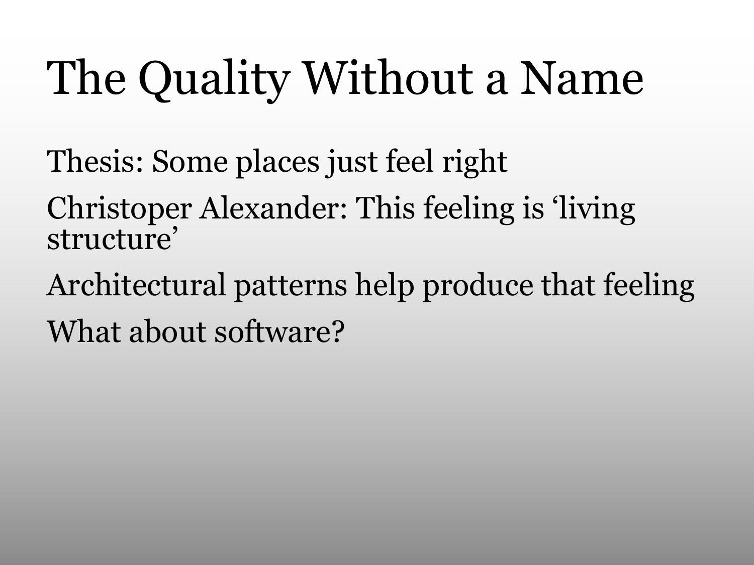# The Quality Without a Name

Thesis: Some places just feel right

Christoper Alexander: This feeling is ‘living structure’

Architectural patterns help produce that feeling

What about software?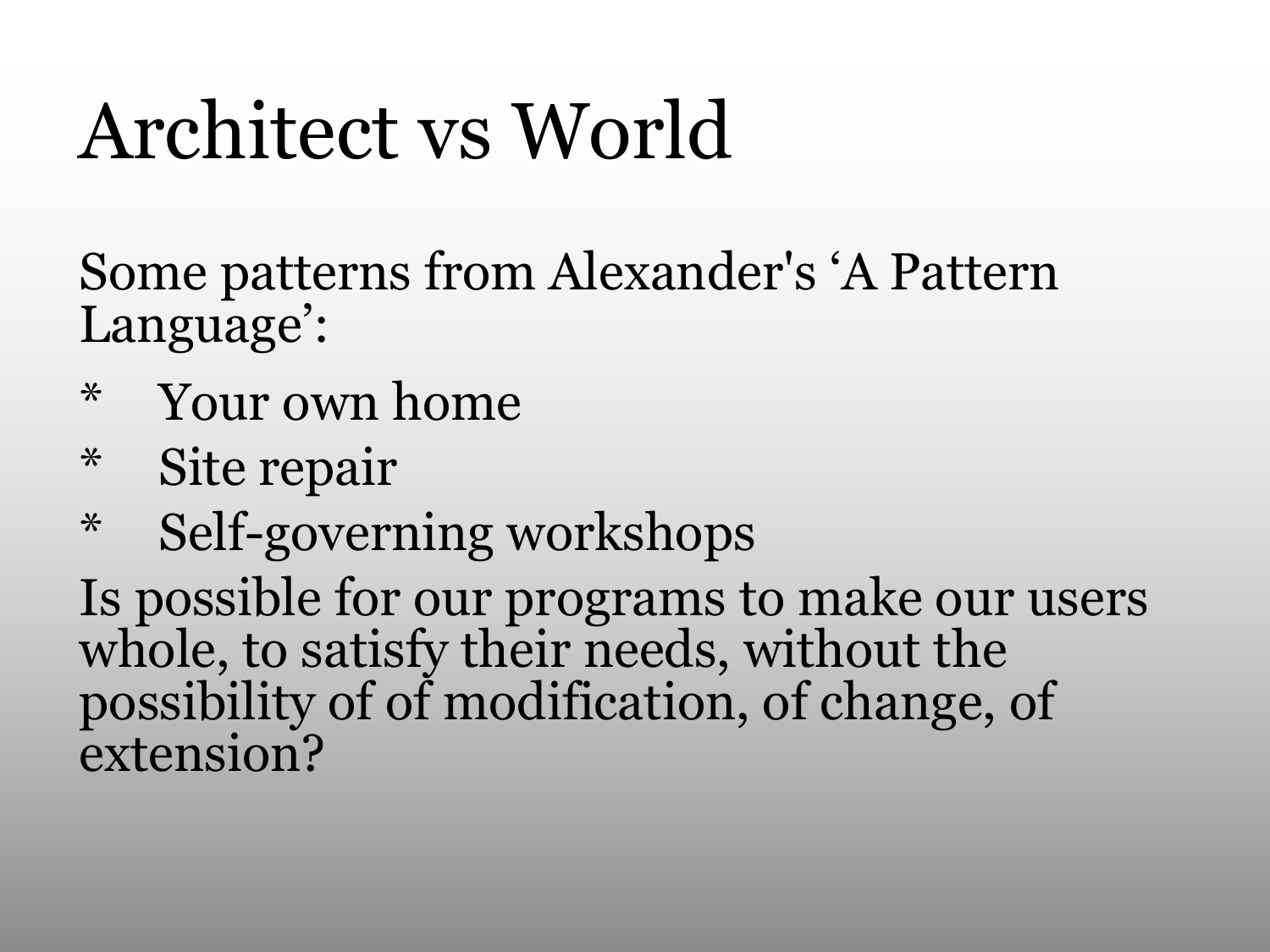# Architect vs World

Some patterns from Alexander's ‘A Pattern Language’:

* Your own home
* Site repair
* Self-governing workshops

Is possible for our programs to make our users whole, to satisfy their needs, without the possibility of of modification, of change, of extension?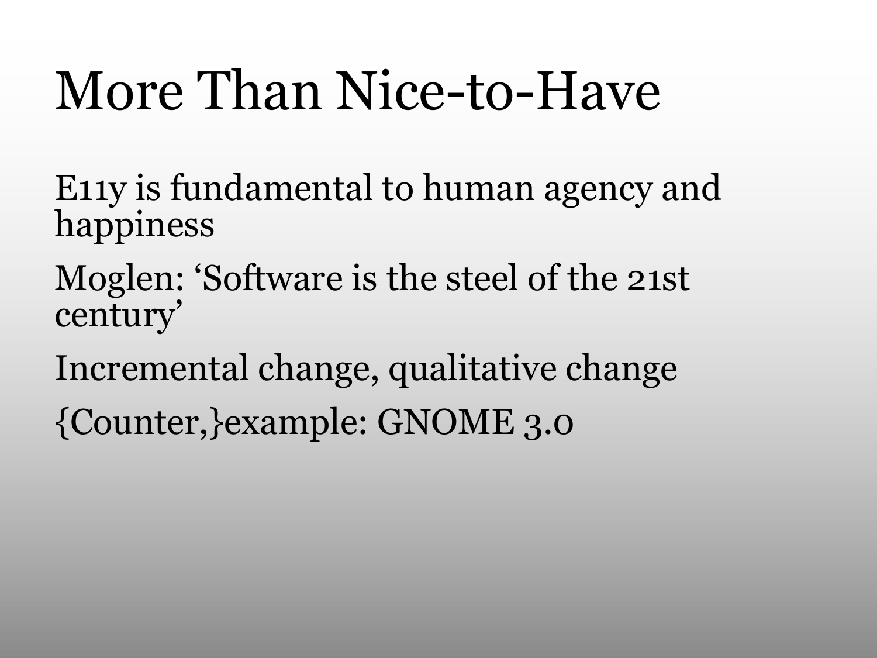# More Than Nice-to-Have

E11y is fundamental to human agency and happiness

Moglen: ‘Software is the steel of the 21st century’

Incremental change, qualitative change

{Counter,}example: GNOME 3.0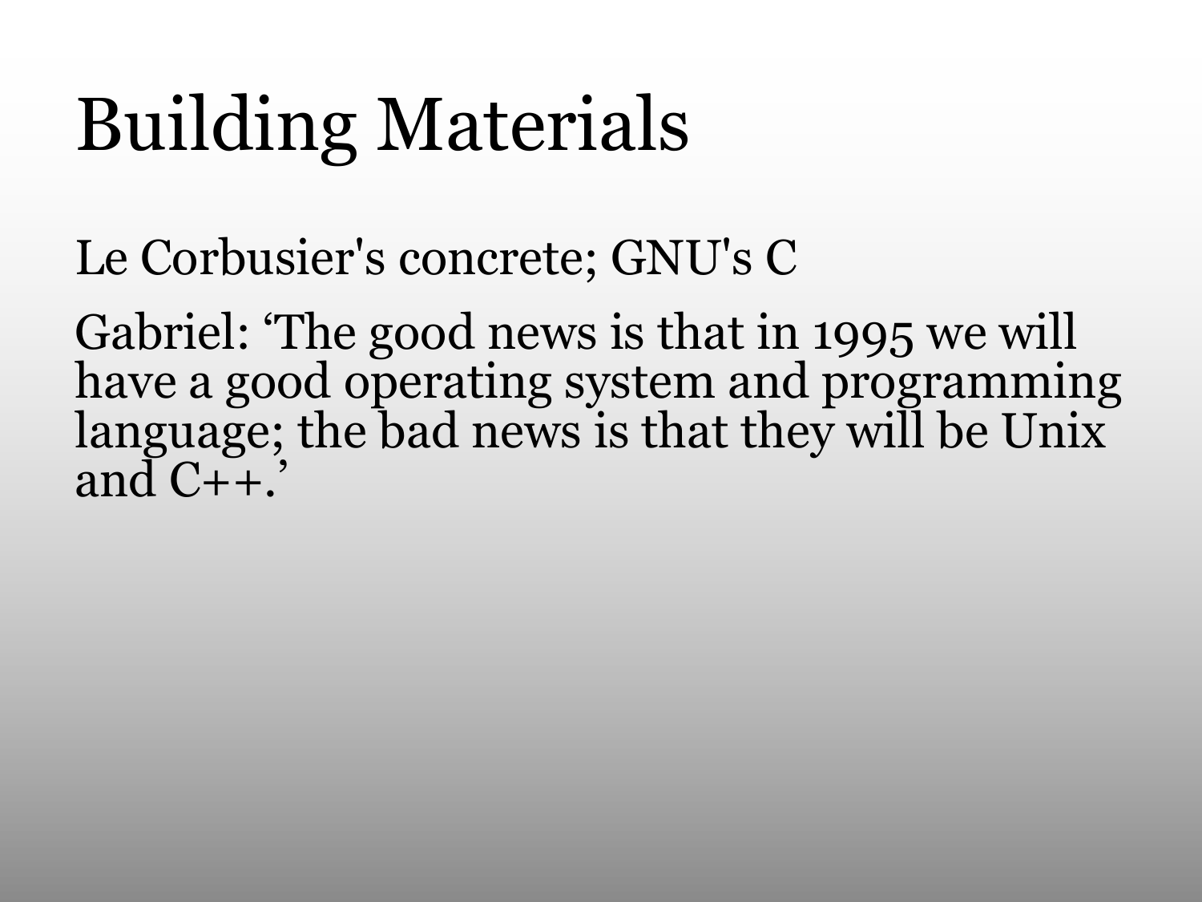# Building Materials

Le Corbusier's concrete; GNU's C

Gabriel: ‘The good news is that in 1995 we will have a good operating system and programming language; the bad news is that they will be Unix and C++.’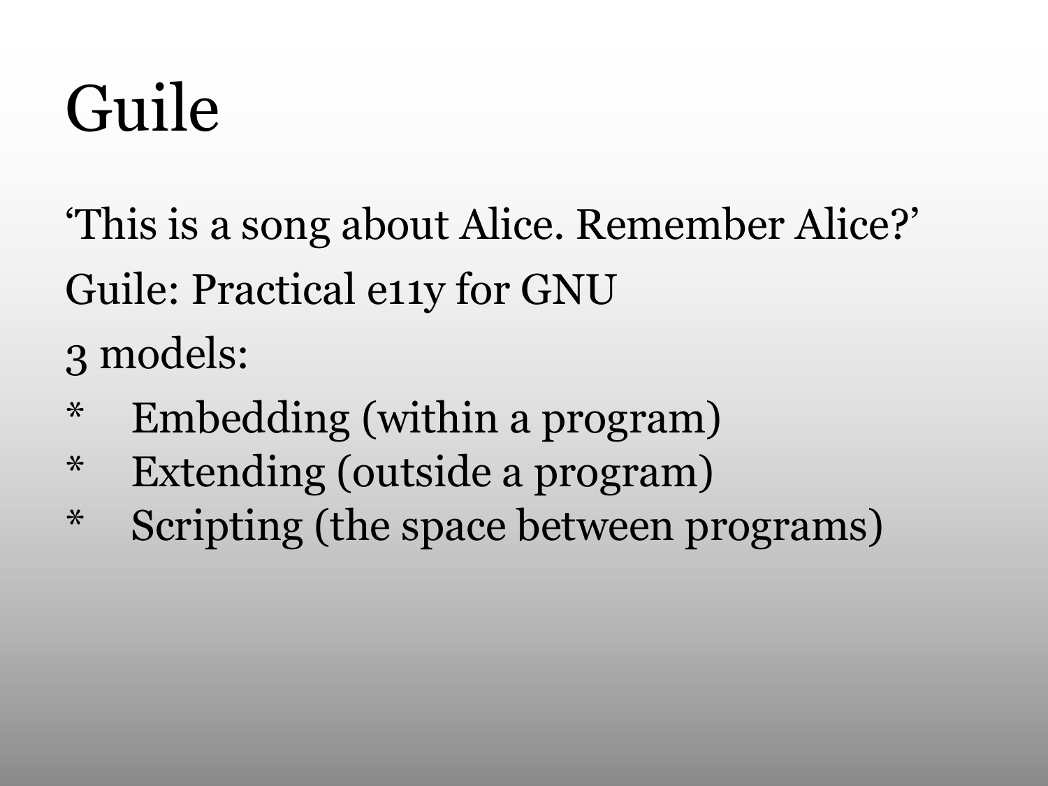# Guile

'This is a song about Alice. Remember Alice?'

Guile: Practical e11y for GNU

3 models:

* Embedding (within a program)
* Extending (outside a program)
* Scripting (the space between programs)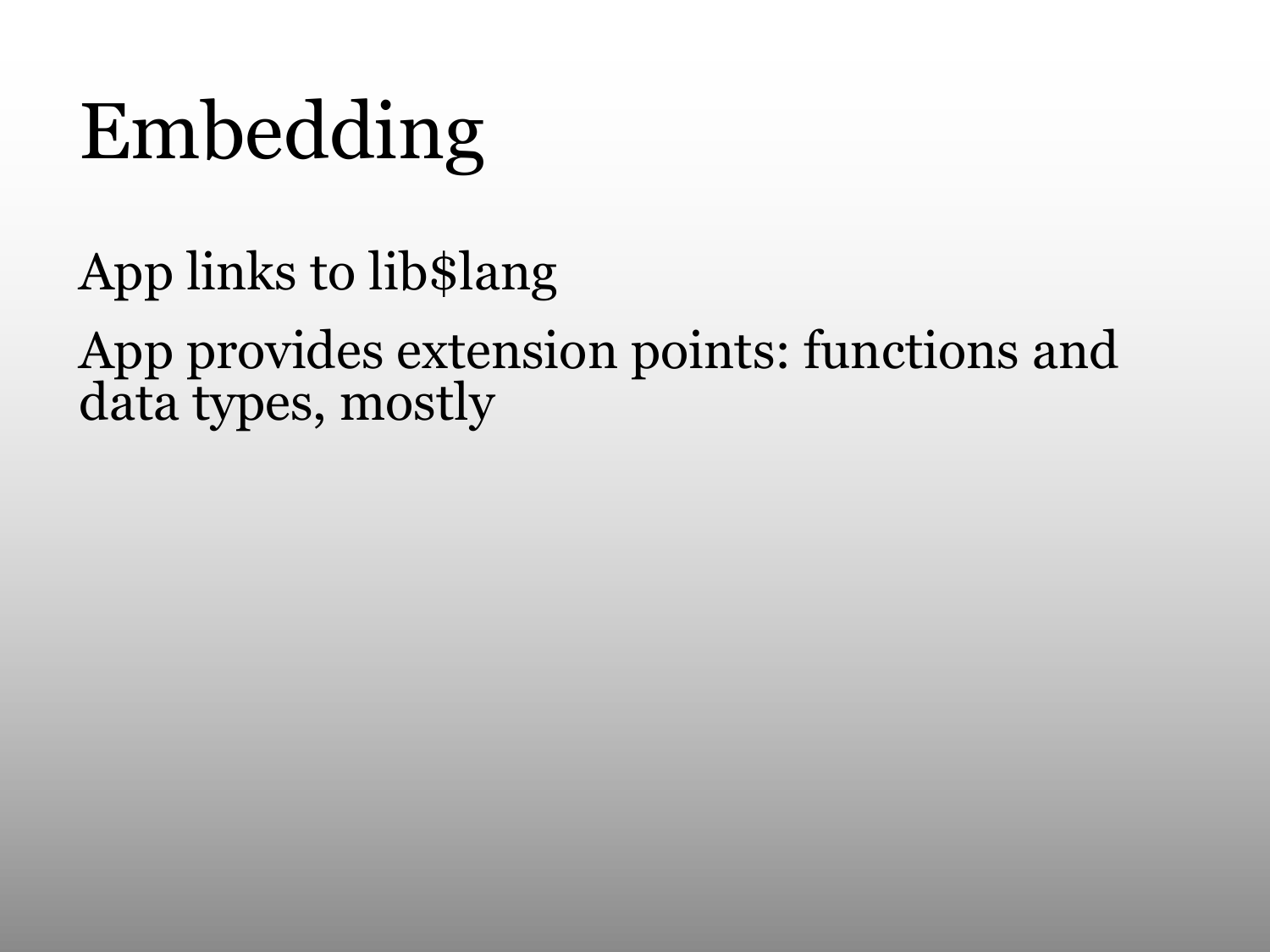# Embedding

App links to lib$lang

App provides extension points: functions and data types, mostly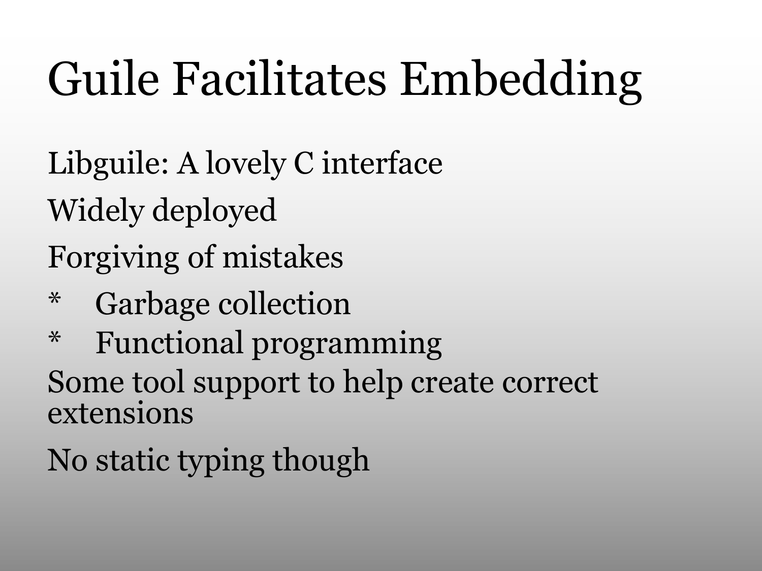# Guile Facilitates Embedding

Libguile: A lovely C interface

Widely deployed

Forgiving of mistakes

* Garbage collection
* Functional programming

Some tool support to help create correct extensions

No static typing though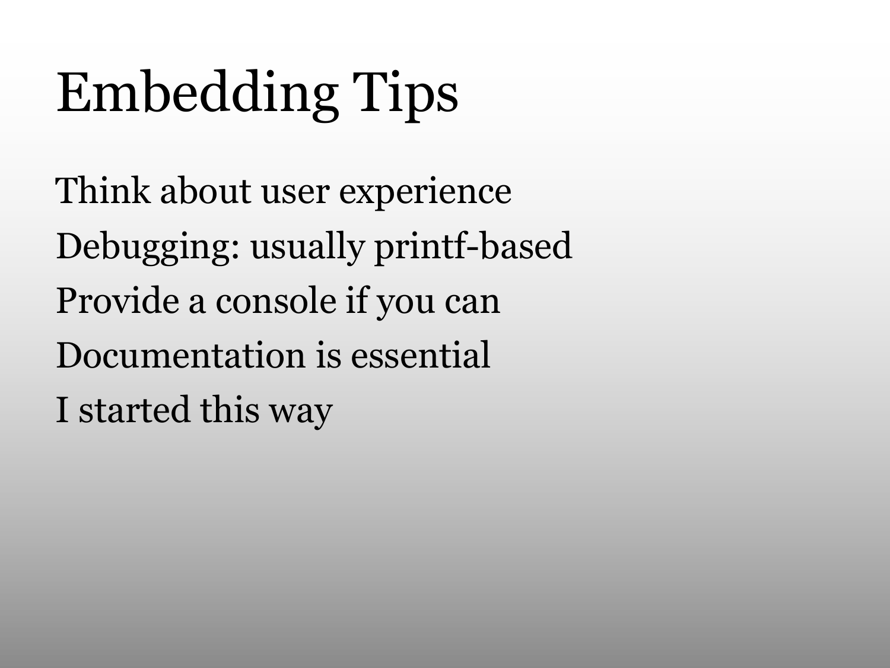# Embedding Tips

Think about user experience

Debugging: usually printf-based

Provide a console if you can

Documentation is essential

I started this way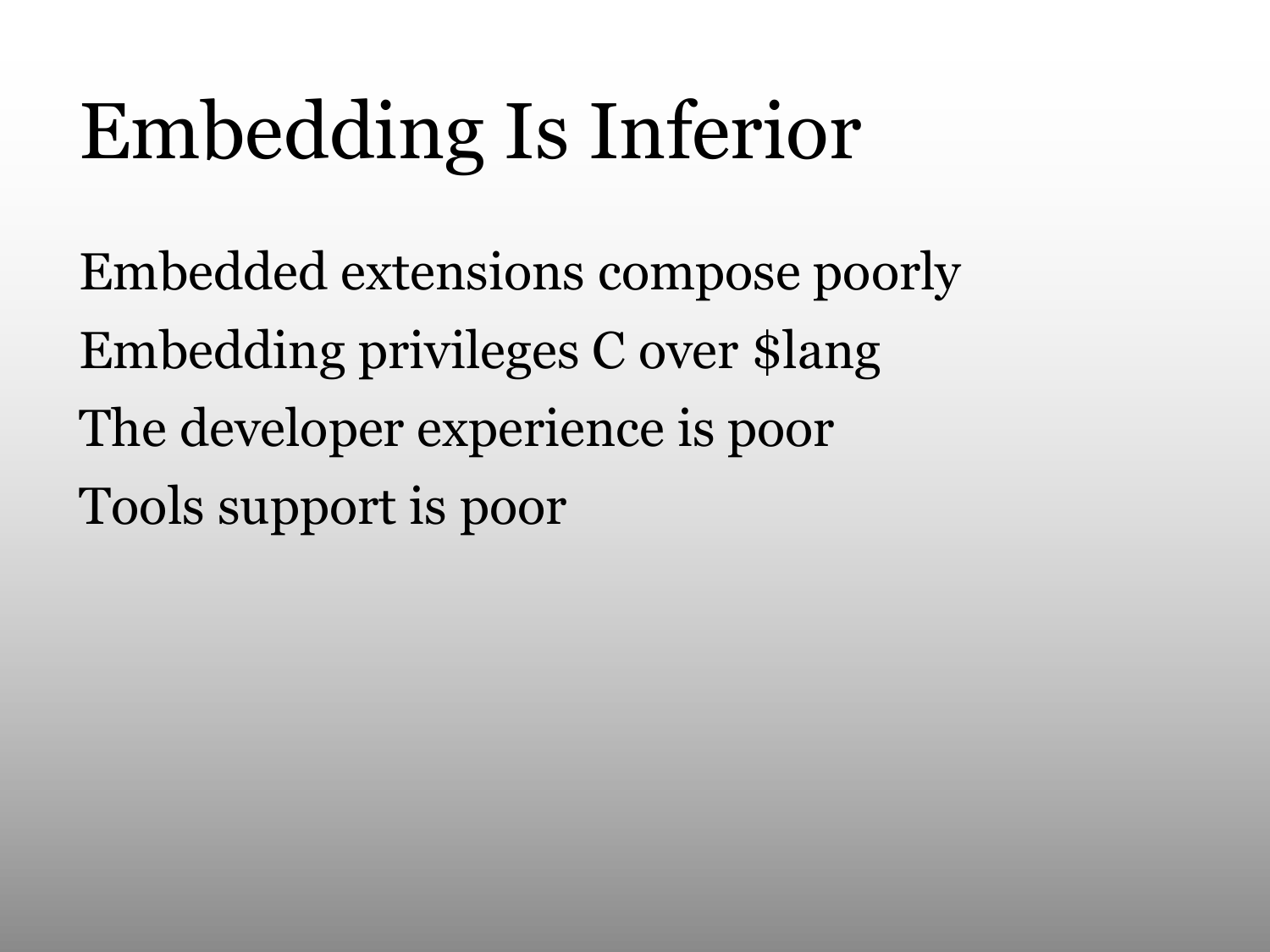# Embedding Is Inferior

Embedded extensions compose poorly

Embedding privileges C over $lang

The developer experience is poor

Tools support is poor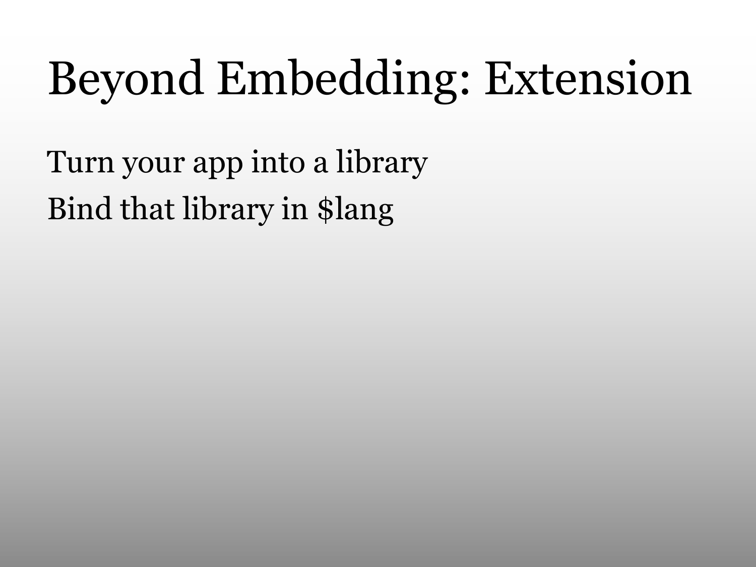# Beyond Embedding: Extension

Turn your app into a library

Bind that library in $lang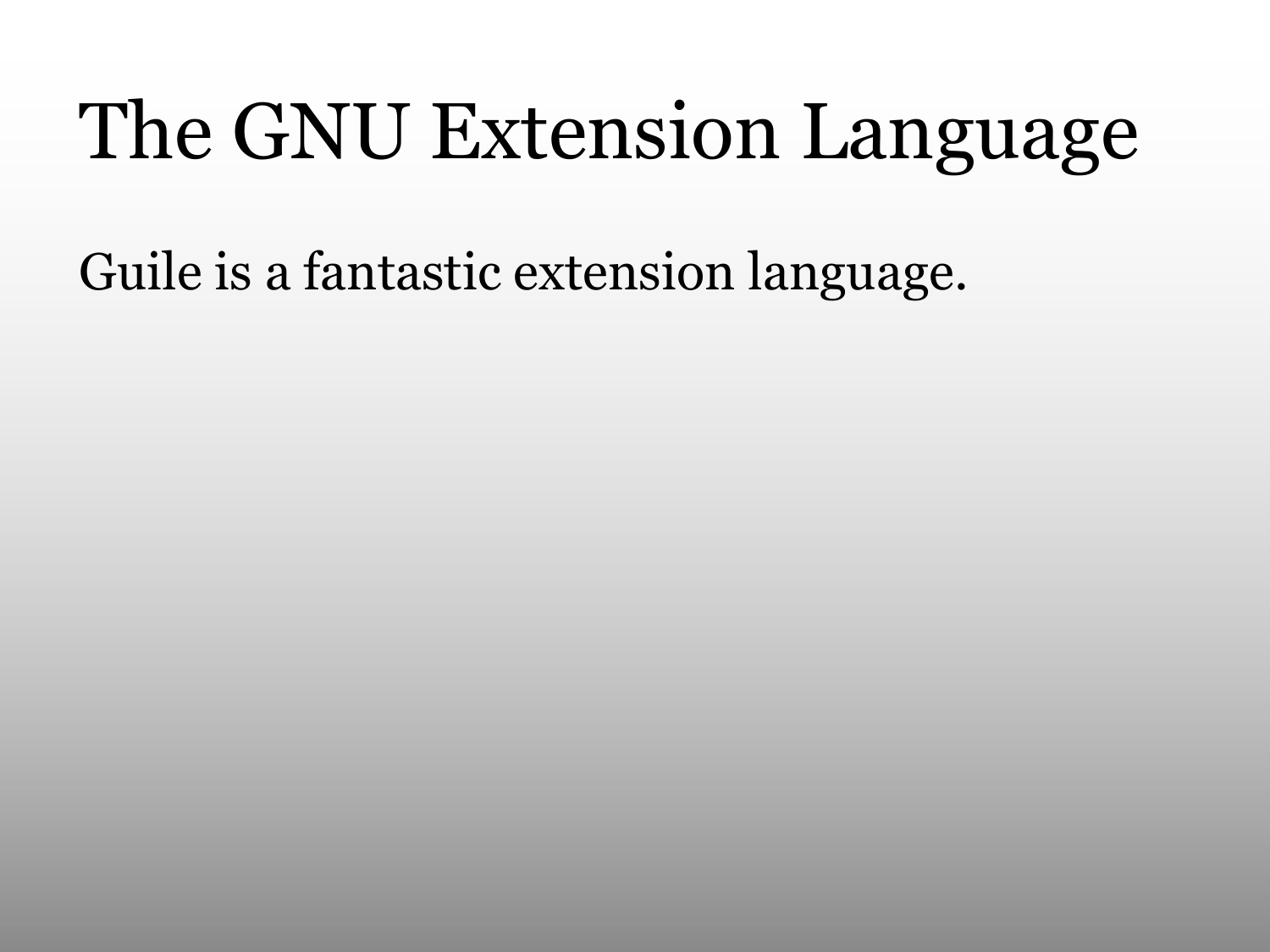# The GNU Extension Language

Guile is a fantastic extension language.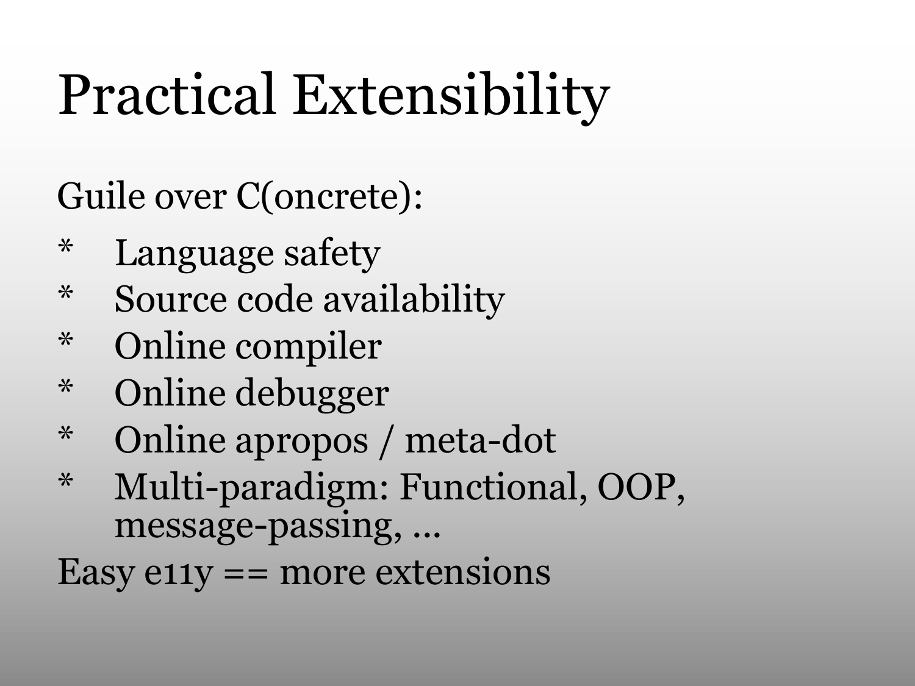# Practical Extensibility

Guile over C(oncrete):

* Language safety
* Source code availability
* Online compiler
* Online debugger
* Online apropos / meta-dot
* Multi-paradigm: Functional, OOP, message-passing, ...

Easy e11y == more extensions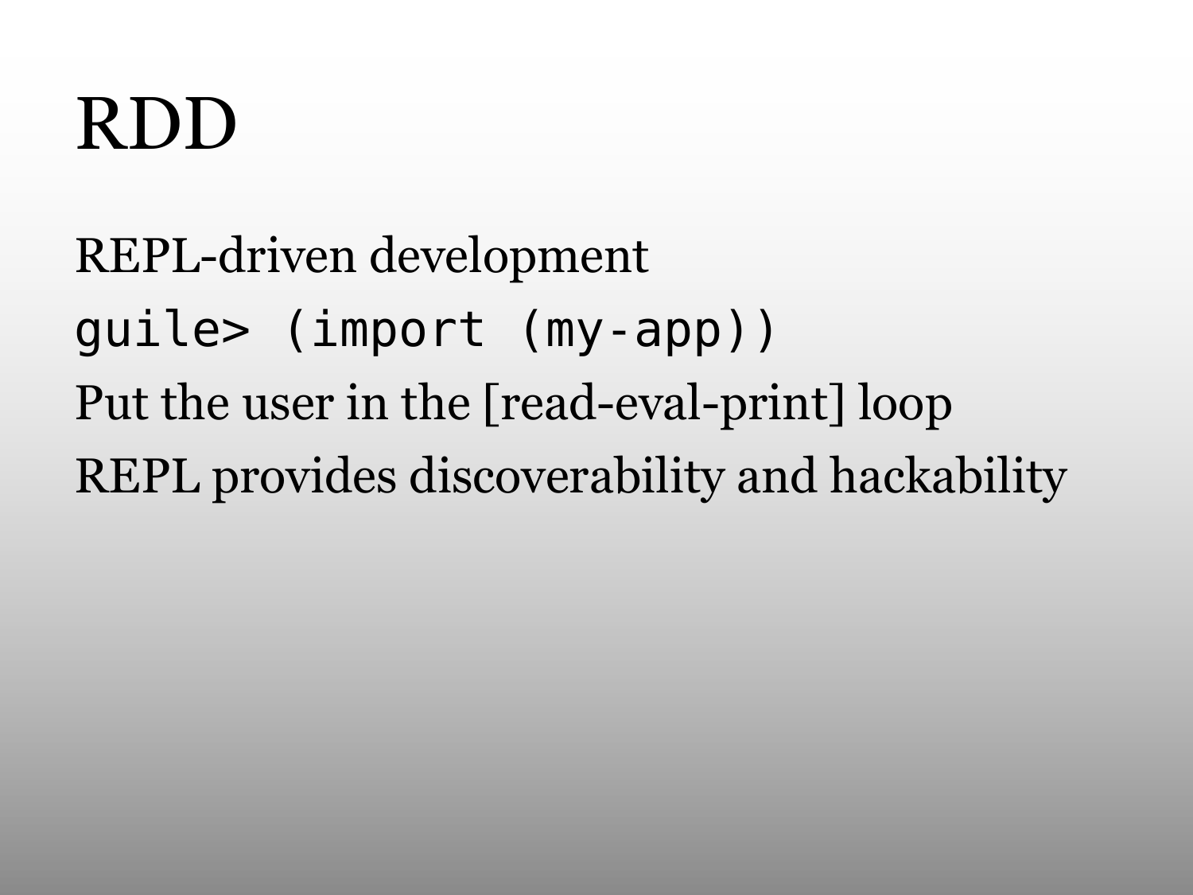# RDD

REPL-driven development

```
guile> (import (my-app))
```

Put the user in the [read-eval-print] loop

REPL provides discoverability and hackability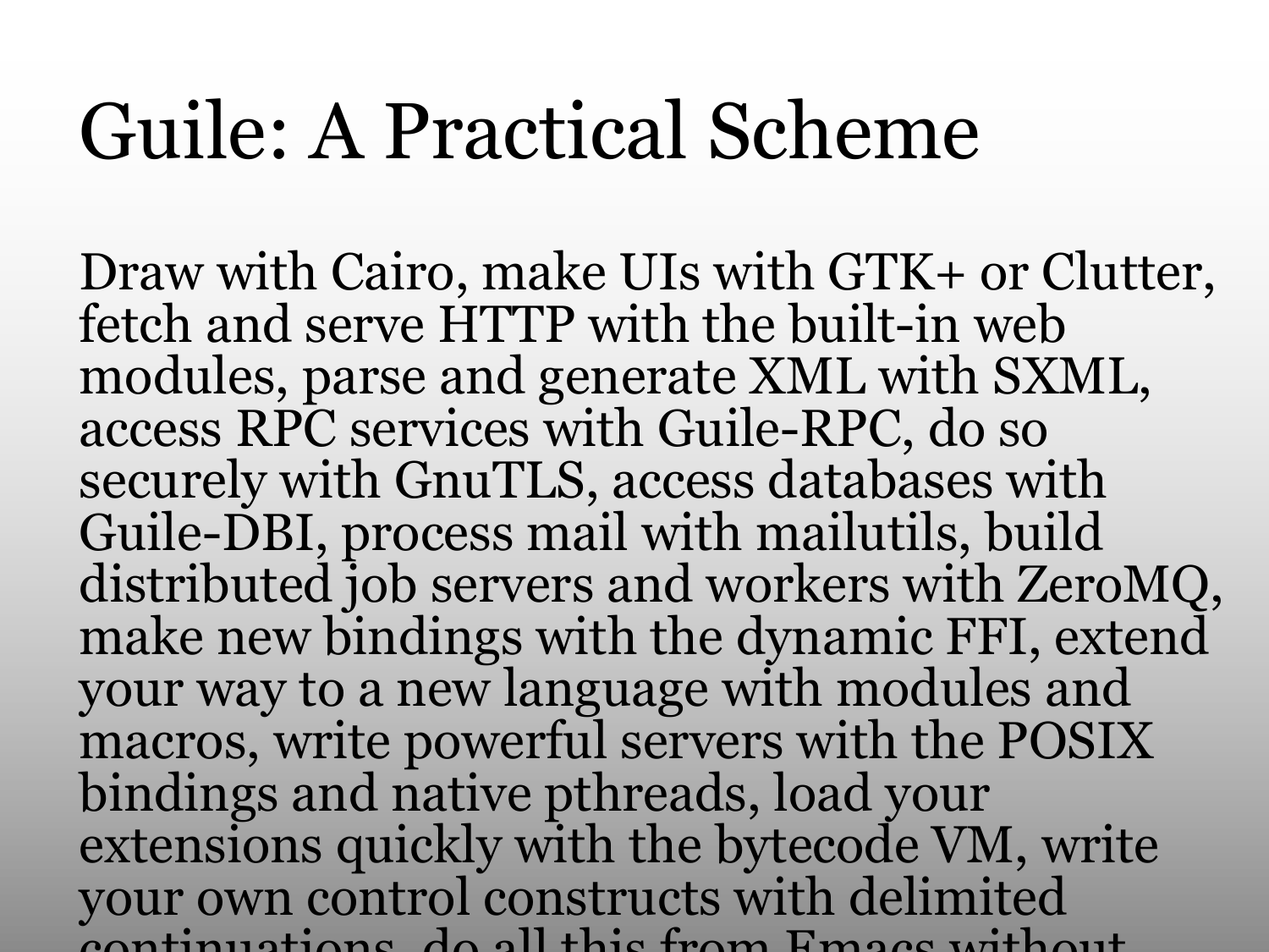# Guile: A Practical Scheme

Draw with Cairo, make UIs with GTK+ or Clutter, fetch and serve HTTP with the built-in web modules, parse and generate XML with SXML, access RPC services with Guile-RPC, do so securely with GnuTLS, access databases with Guile-DBI, process mail with mailutils, build distributed job servers and workers with ZeroMQ, make new bindings with the dynamic FFI, extend your way to a new language with modules and macros, write powerful servers with the POSIX bindings and native pthreads, load your extensions quickly with the bytecode VM, write your own control constructs with delimited continuations, do all this from Emacs without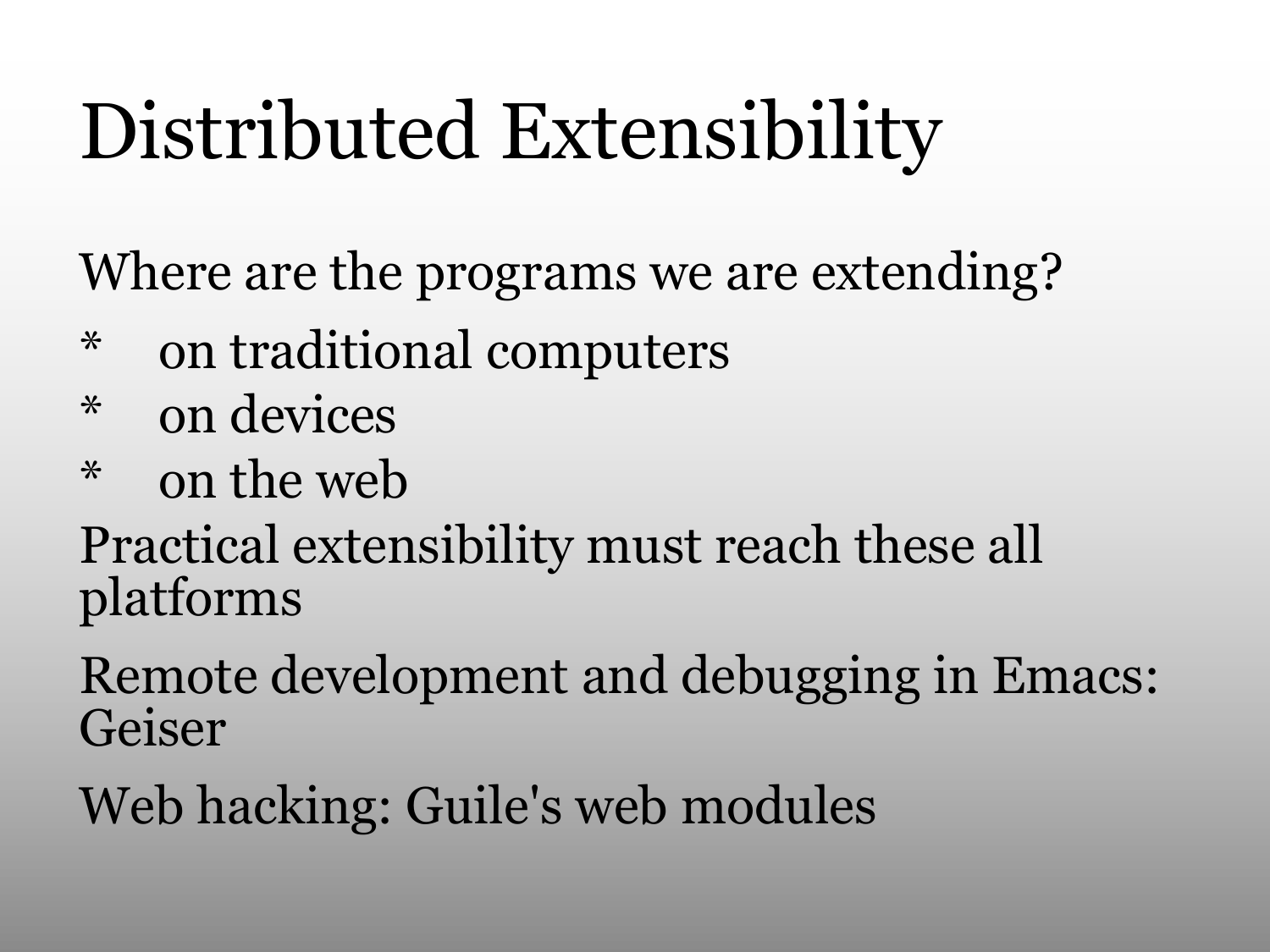# Distributed Extensibility

Where are the programs we are extending?

- on traditional computers
- on devices
- on the web

Practical extensibility must reach these all platforms

Remote development and debugging in Emacs: Geiser

Web hacking: Guile's web modules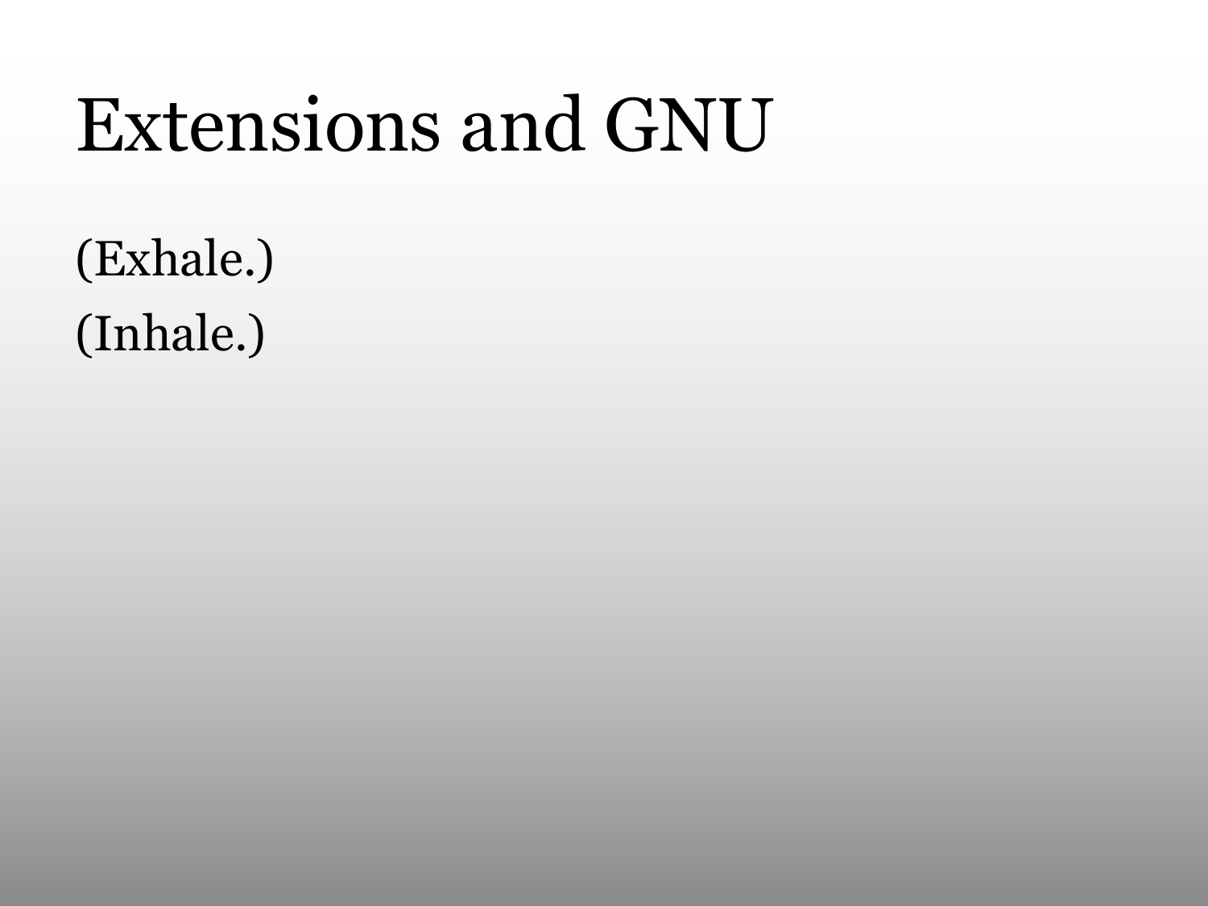# Extensions and GNU

(Exhale.)

(Inhale.)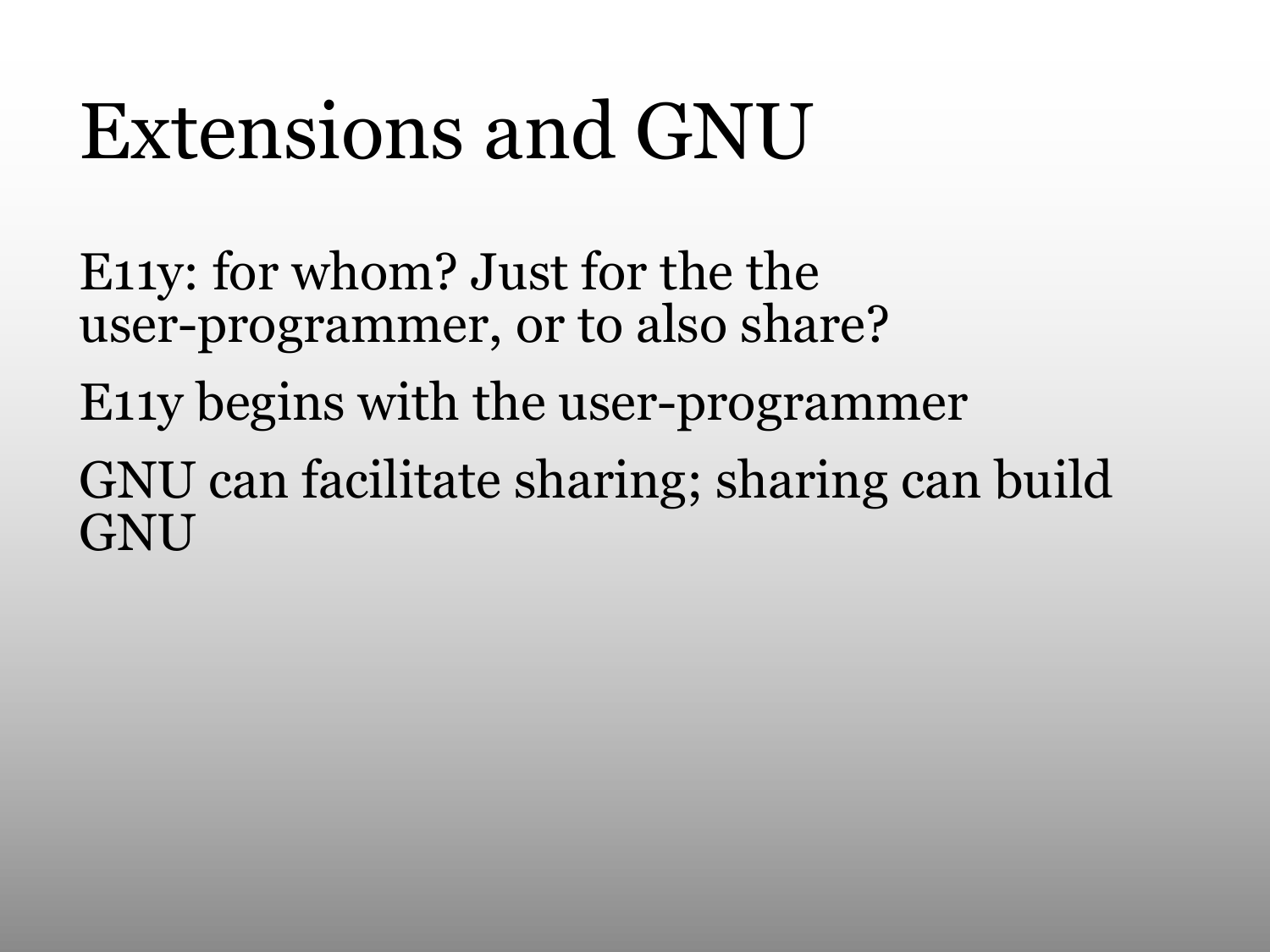# Extensions and GNU

E11y: for whom? Just for the the user-programmer, or to also share?

E11y begins with the user-programmer

GNU can facilitate sharing; sharing can build GNU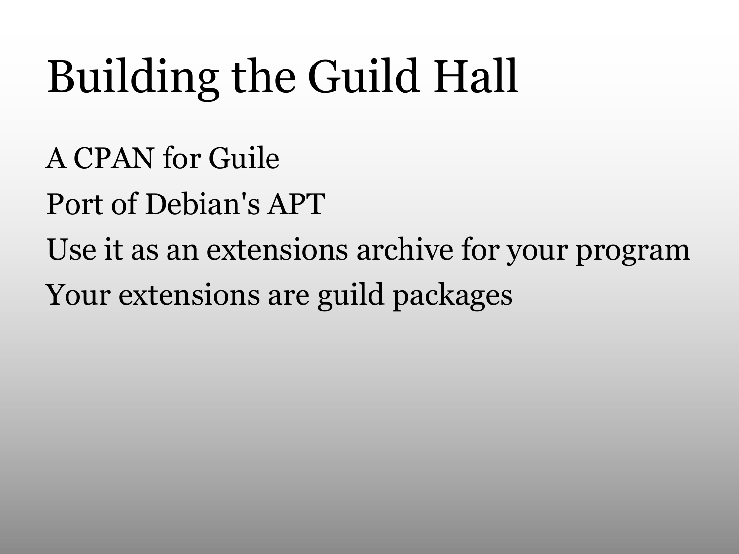# Building the Guild Hall

A CPAN for Guile

Port of Debian's APT

Use it as an extensions archive for your program

Your extensions are guild packages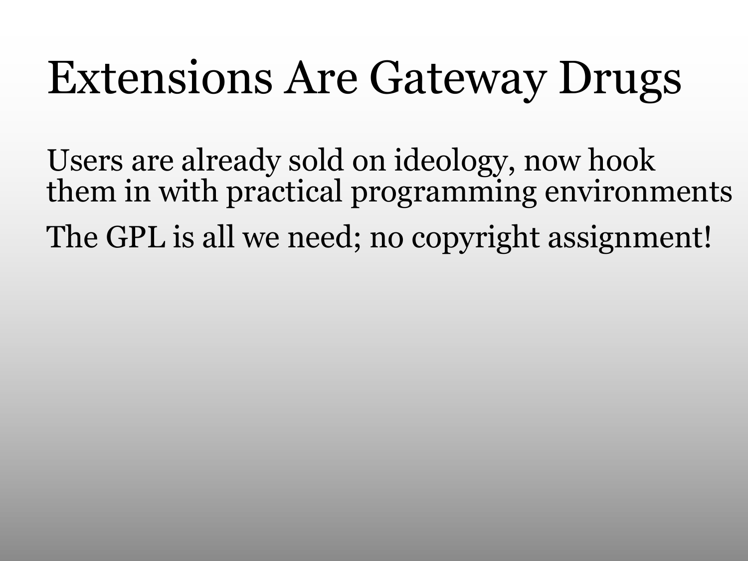# Extensions Are Gateway Drugs

Users are already sold on ideology, now hook them in with practical programming environments

The GPL is all we need; no copyright assignment!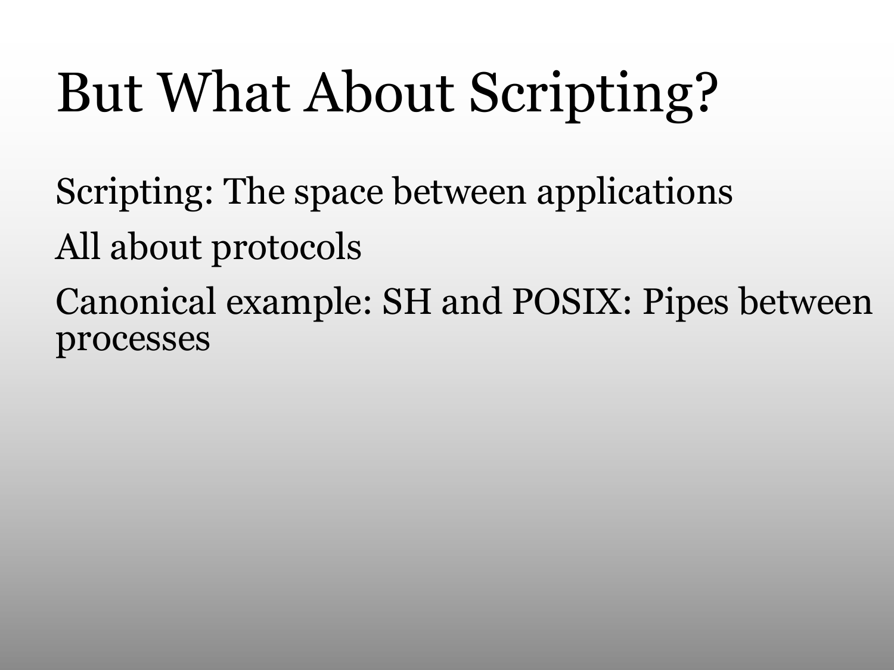# But What About Scripting?

Scripting: The space between applications

All about protocols

Canonical example: SH and POSIX: Pipes between processes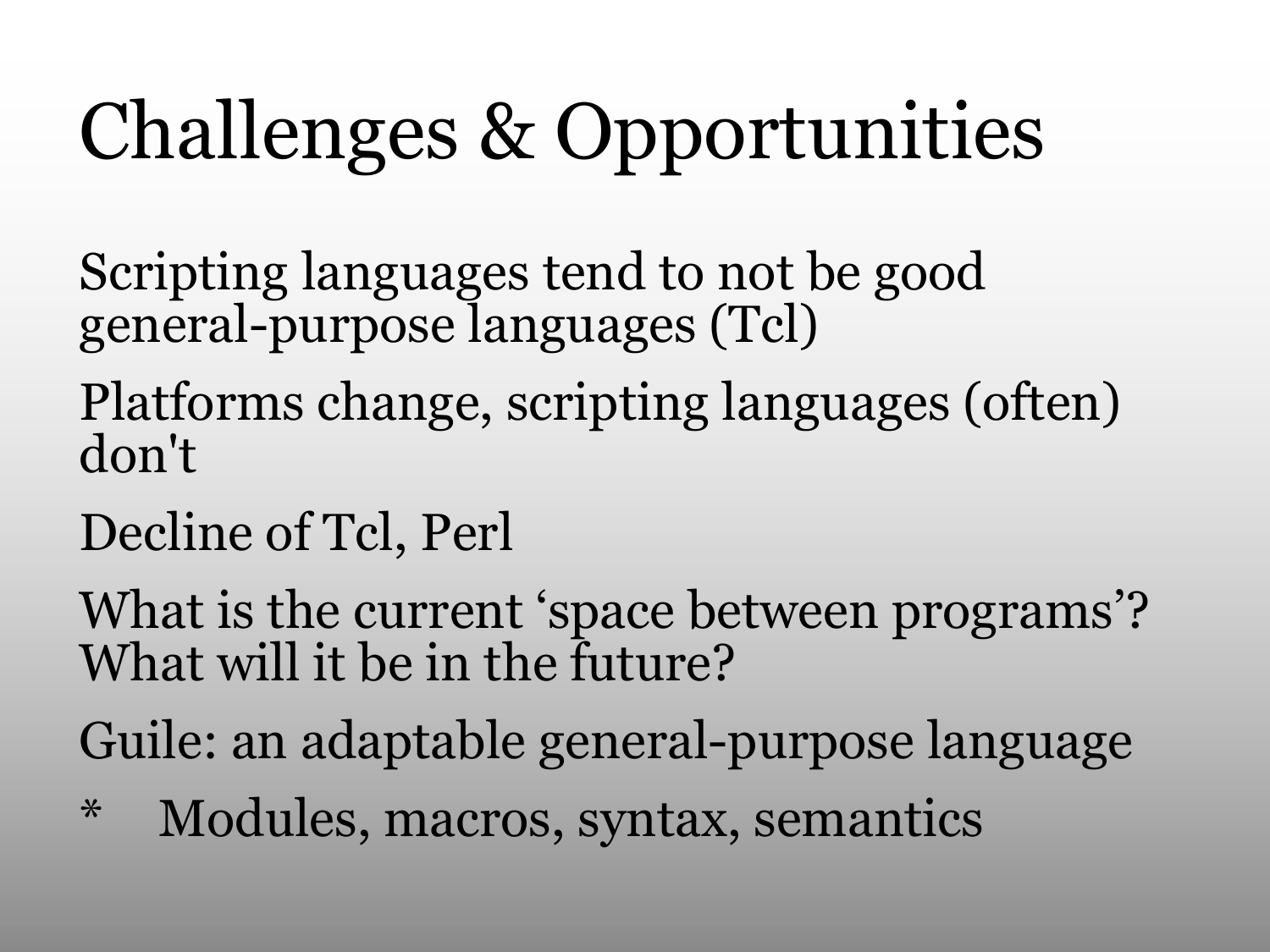# Challenges & Opportunities

Scripting languages tend to not be good general-purpose languages (Tcl)

Platforms change, scripting languages (often) don't

Decline of Tcl, Perl

What is the current ‘space between programs’? What will it be in the future?

Guile: an adaptable general-purpose language

* Modules, macros, syntax, semantics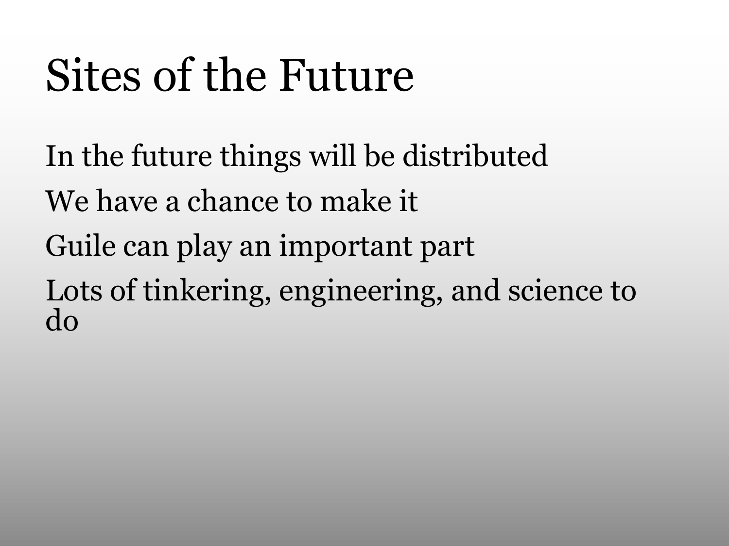# Sites of the Future

In the future things will be distributed

We have a chance to make it

Guile can play an important part

Lots of tinkering, engineering, and science to do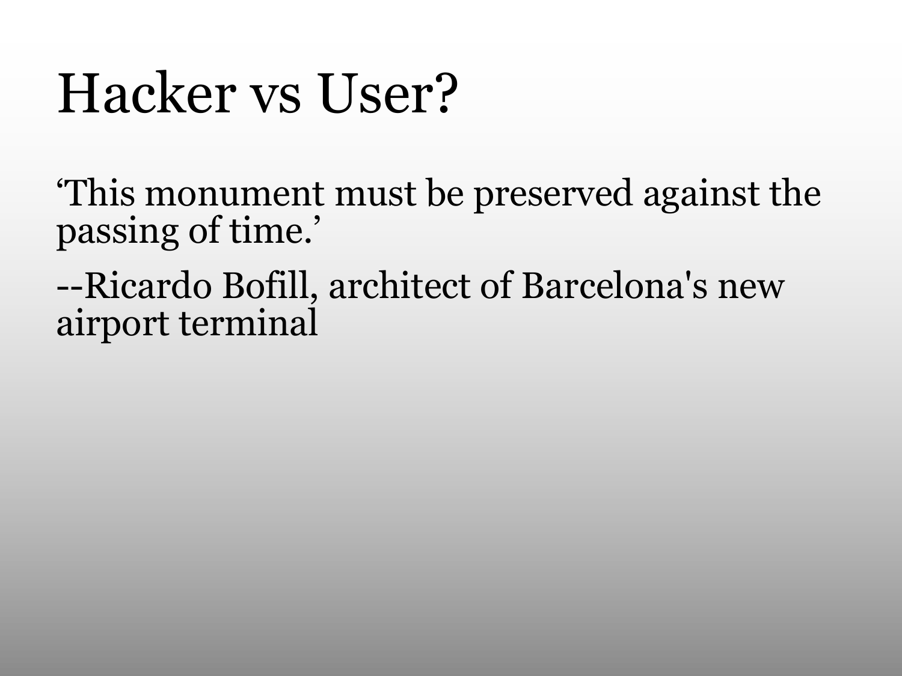# Hacker vs User?

'This monument must be preserved against the passing of time.'

--Ricardo Bofill, architect of Barcelona's new airport terminal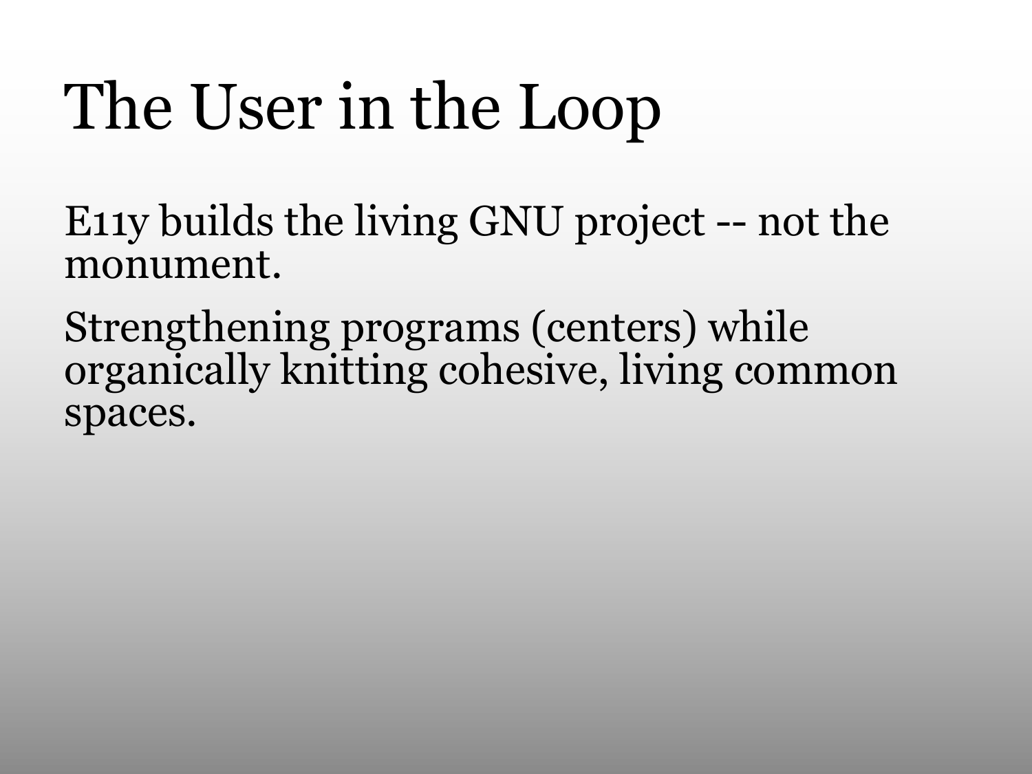# The User in the Loop

E11y builds the living GNU project -- not the monument.

Strengthening programs (centers) while organically knitting cohesive, living common spaces.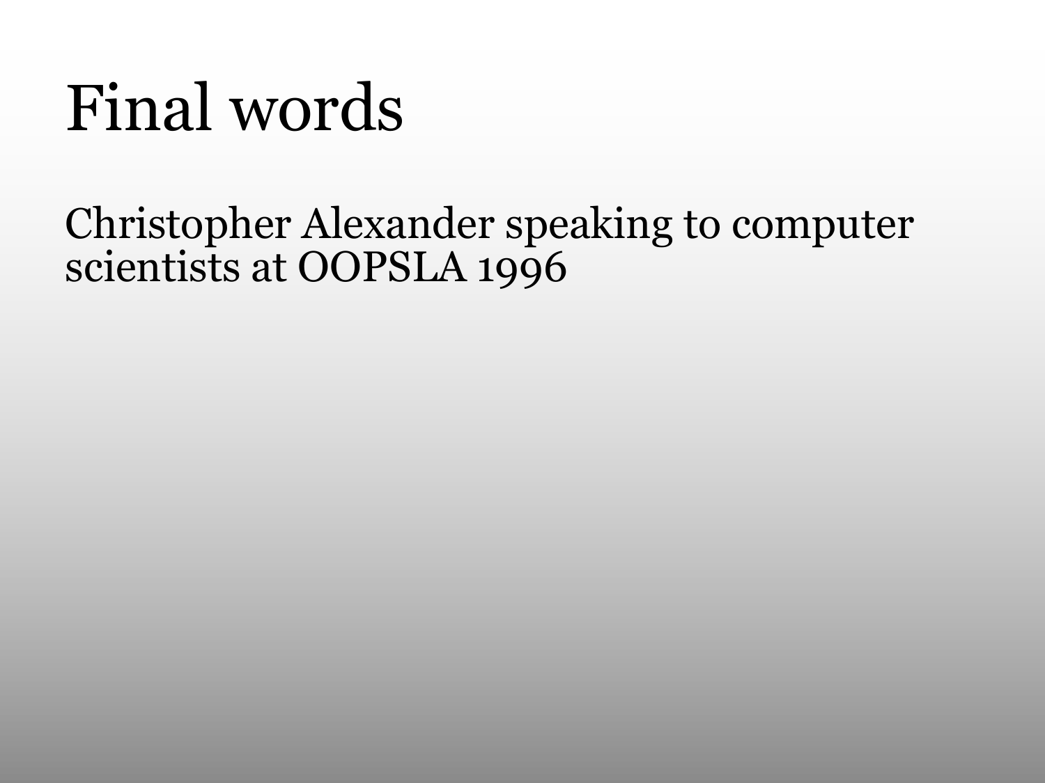# Final words

Christopher Alexander speaking to computer scientists at OOPSLA 1996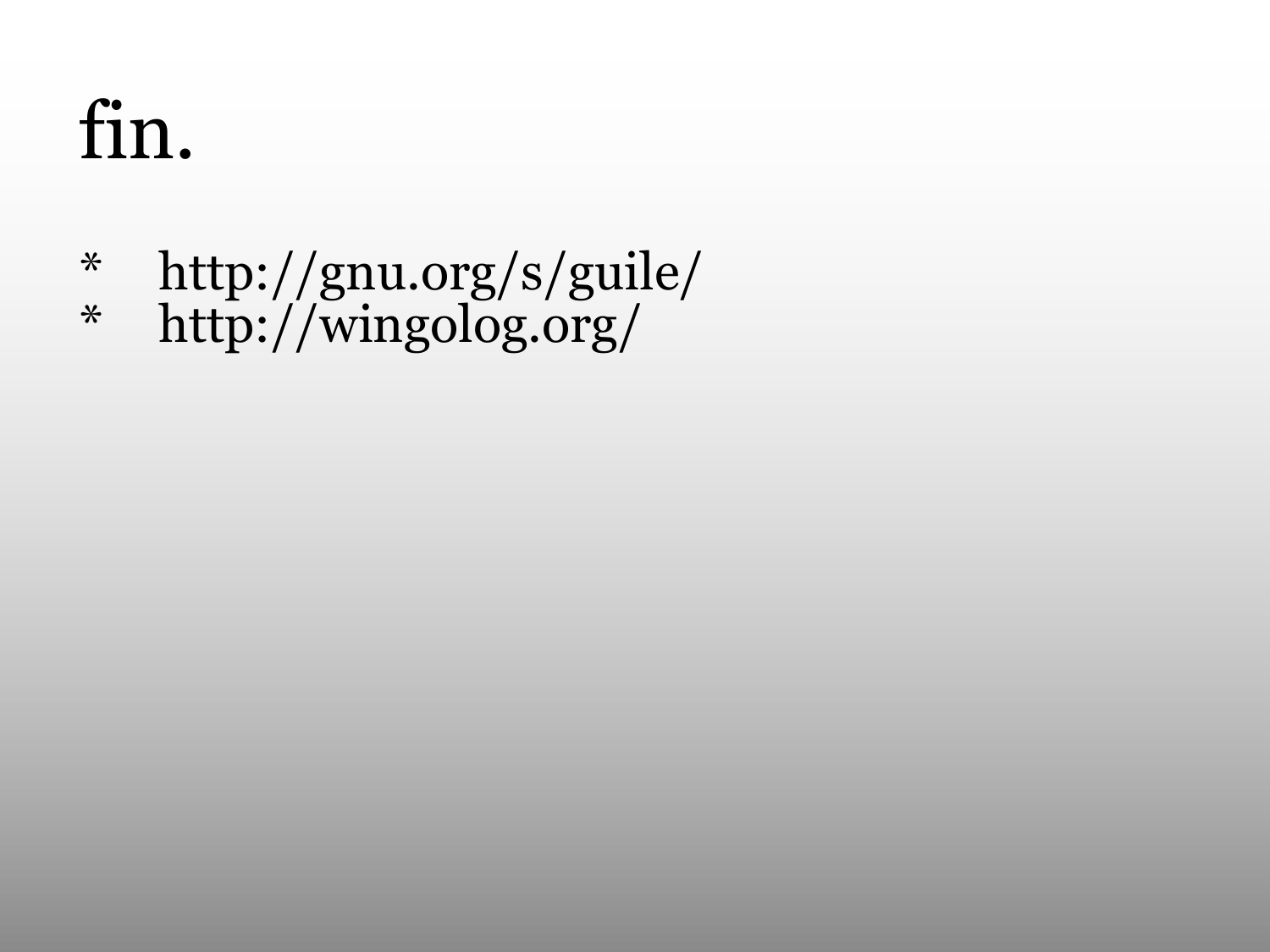# fin.

* http://gnu.org/s/guile/
* http://wingolog.org/